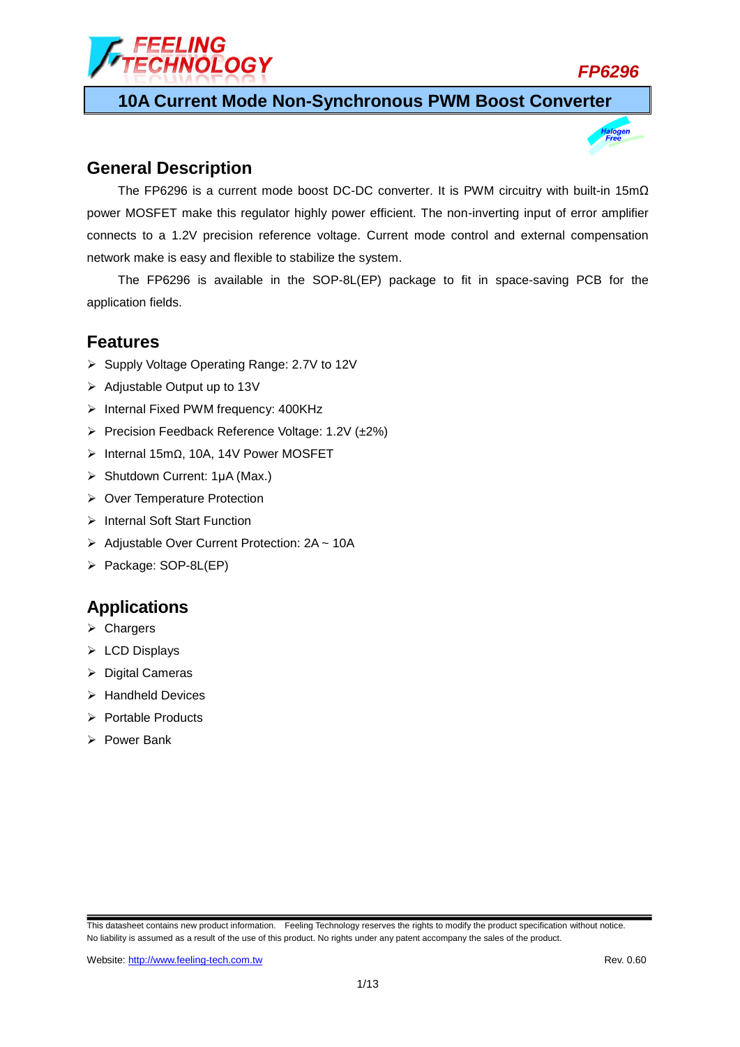# 10A Current Mode Non-Synchronous PWM Boost Converter

## General Description

The FP6296 is a current mode boost DC-DC converter. It is PWM circuitry with built-in 15mΩ power MOSFET make this regulator highly power efficient. The non-inverting input of error amplifier connects to a 1.2V precision reference voltage. Current mode control and external compensation network make is easy and flexible to stabilize the system.

The FP6296 is available in the SOP-8L(EP) package to fit in space-saving PCB for the application fields.

## Features

- Supply Voltage Operating Range: 2.7V to 12V
- Adjustable Output up to 13V
- Internal Fixed PWM frequency: 400KHz
- Precision Feedback Reference Voltage: 1.2V (±2%)
- Internal 15mΩ, 10A, 14V Power MOSFET
- Shutdown Current: 1μA (Max.)
- Over Temperature Protection
- Internal Soft Start Function
- Adjustable Over Current Protection: 2A ~ 10A
- Package: SOP-8L(EP)

## Applications

- Chargers
- LCD Displays
- Digital Cameras
- Handheld Devices
- Portable Products
- Power Bank

This datasheet contains new product information. Feeling Technology reserves the rights to modify the product specification without notice. No liability is assumed as a result of the use of this product. No rights under any patent accompany the sales of the product.

Website: http://www.feeling-tech.com.tw Rev. 0.60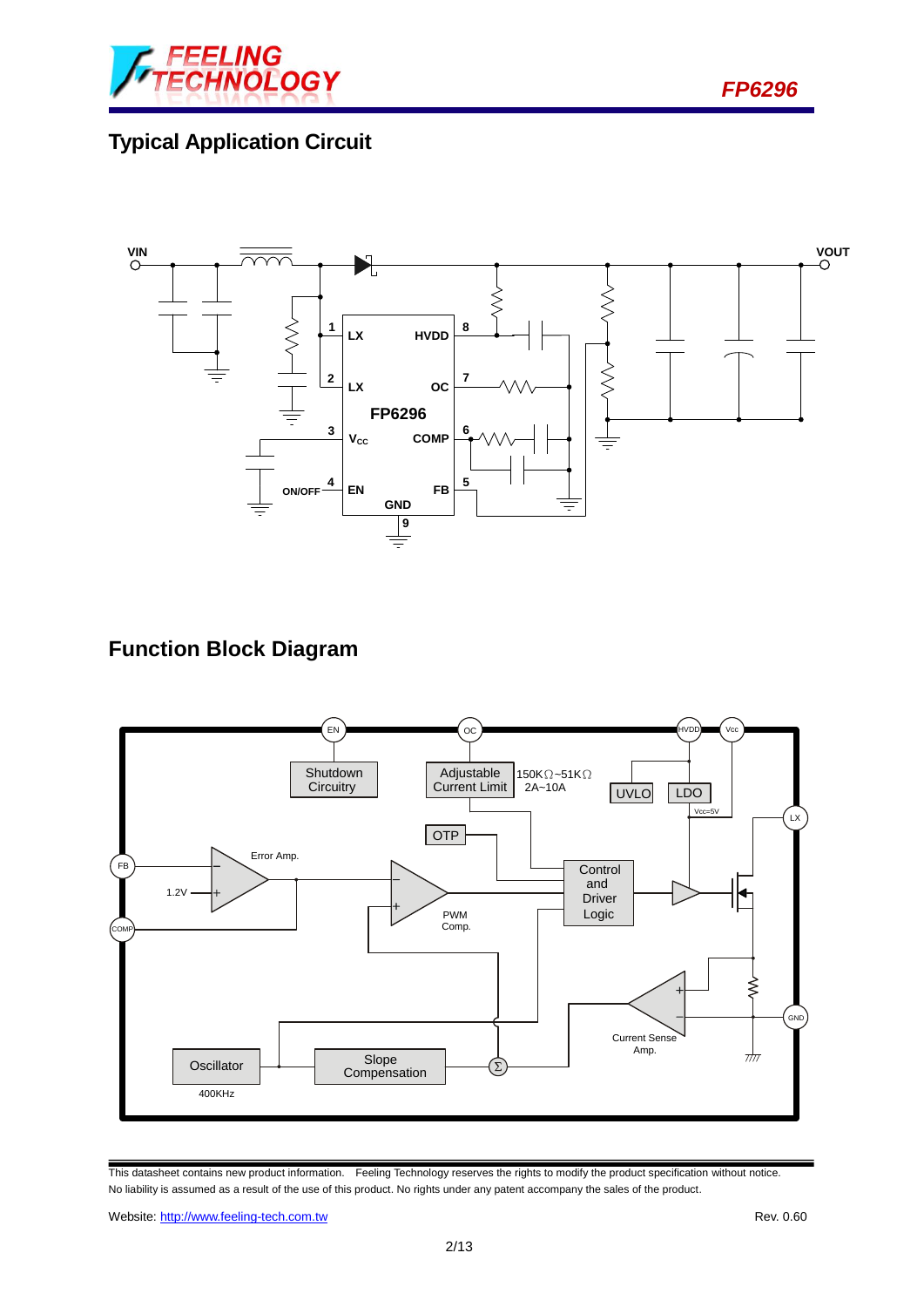## Typical Application Circuit

## Function Block Diagram

This datasheet contains new product information. Feeling Technology reserves the rights to modify the product specification without notice.
No liability is assumed as a result of the use of this product. No rights under any patent accompany the sales of the product.

Website: http://www.feeling-tech.com.tw Rev. 0.60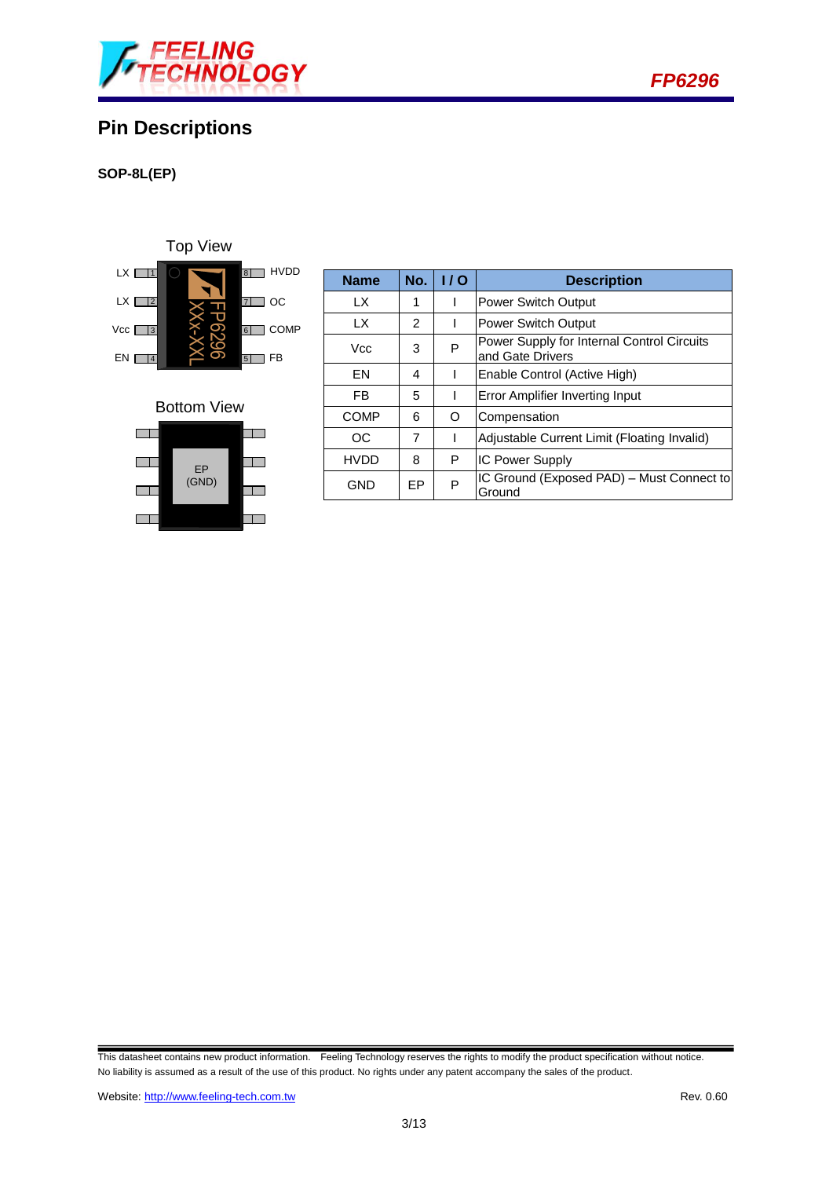## Pin Descriptions

**SOP-8L(EP)**

Top View

| Pin | Name | | Pin | Name |
|---|---|---|---|---|
| 1 | LX | | 8 | HVDD |
| 2 | LX | | 7 | OC |
| 3 | Vcc | | 6 | COMP |
| 4 | EN | | 5 | FB |

Bottom View

EP (GND)

| Name | No. | I / O | Description |
|---|---|---|---|
| LX | 1 | I | Power Switch Output |
| LX | 2 | I | Power Switch Output |
| Vcc | 3 | P | Power Supply for Internal Control Circuits and Gate Drivers |
| EN | 4 | I | Enable Control (Active High) |
| FB | 5 | I | Error Amplifier Inverting Input |
| COMP | 6 | O | Compensation |
| OC | 7 | I | Adjustable Current Limit (Floating Invalid) |
| HVDD | 8 | P | IC Power Supply |
| GND | EP | P | IC Ground (Exposed PAD) – Must Connect to Ground |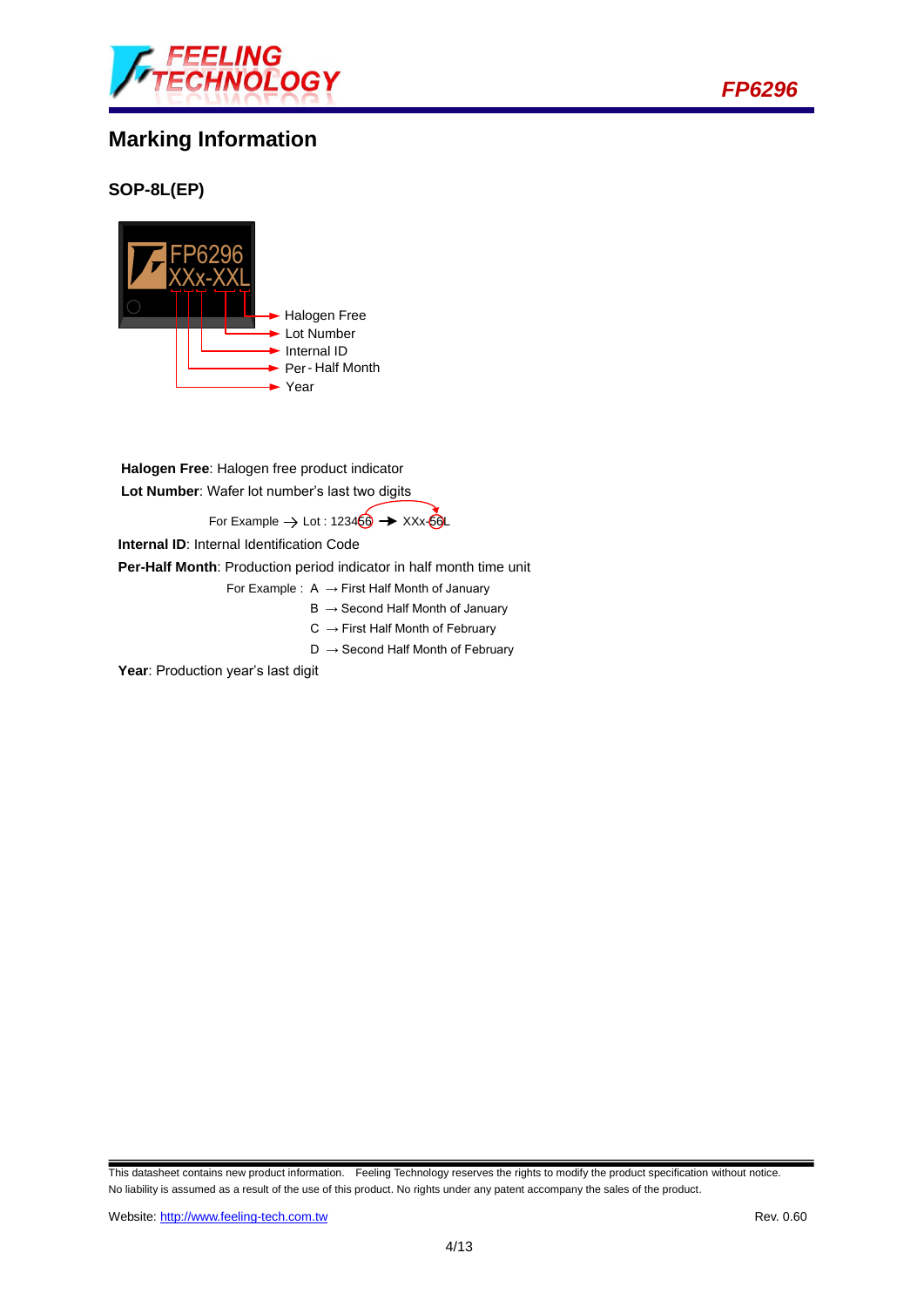## Marking Information

### SOP-8L(EP)

FP6296
XXx-XXL

- Halogen Free
- Lot Number
- Internal ID
- Per-Half Month
- Year

**Halogen Free**: Halogen free product indicator

**Lot Number**: Wafer lot number's last two digits

For Example → Lot : 123456 → XXx-56L

**Internal ID**: Internal Identification Code

**Per-Half Month**: Production period indicator in half month time unit

For Example : A → First Half Month of January
B → Second Half Month of January
C → First Half Month of February
D → Second Half Month of February

**Year**: Production year's last digit

This datasheet contains new product information. Feeling Technology reserves the rights to modify the product specification without notice. No liability is assumed as a result of the use of this product. No rights under any patent accompany the sales of the product.

Website: http://www.feeling-tech.com.tw
Rev. 0.60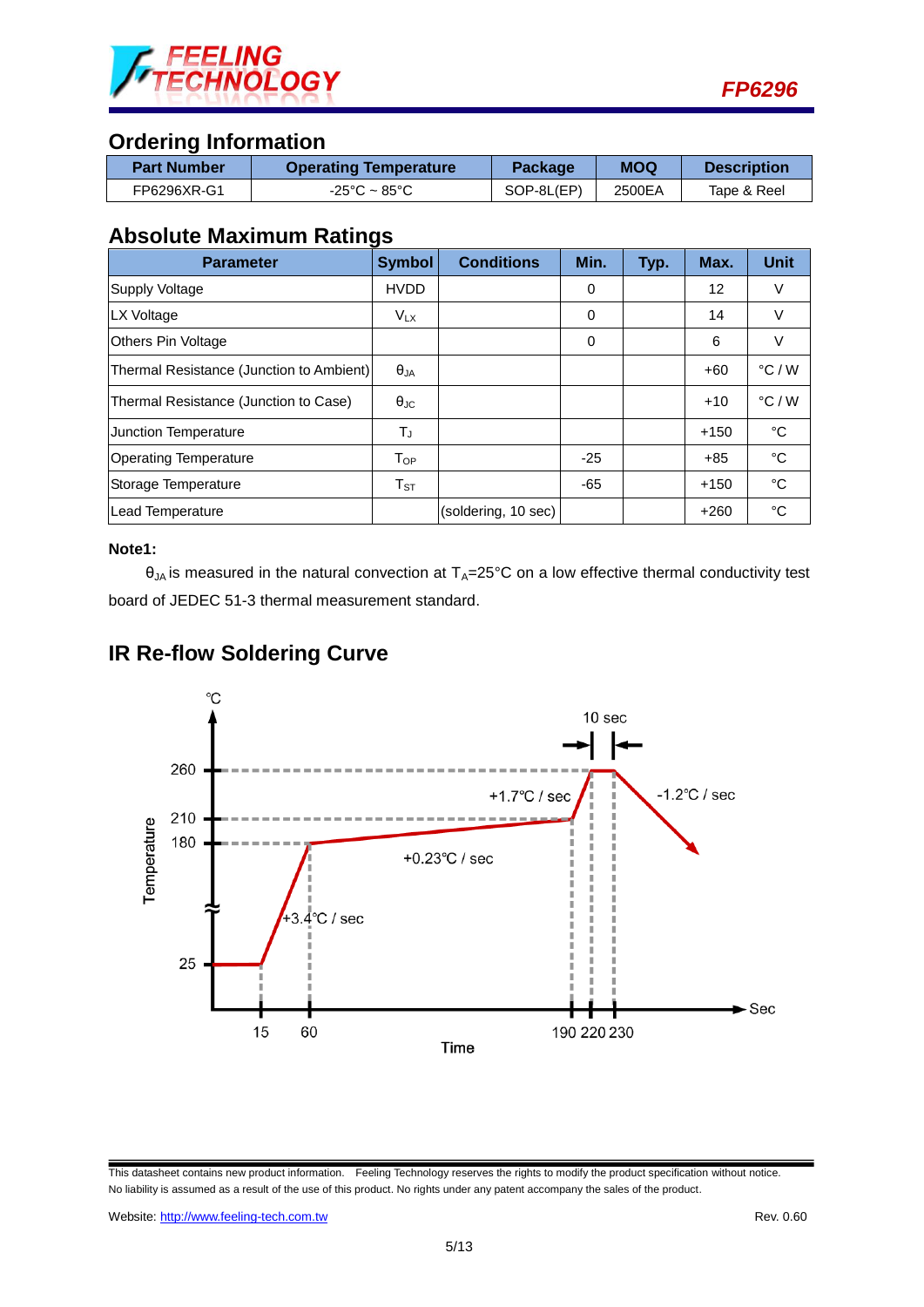## Ordering Information

| Part Number | Operating Temperature | Package | MOQ | Description |
|---|---|---|---|---|
| FP6296XR-G1 | -25°C ~ 85°C | SOP-8L(EP) | 2500EA | Tape & Reel |

## Absolute Maximum Ratings

| Parameter | Symbol | Conditions | Min. | Typ. | Max. | Unit |
|---|---|---|---|---|---|---|
| Supply Voltage | HVDD | | 0 | | 12 | V |
| LX Voltage | $V_{LX}$ | | 0 | | 14 | V |
| Others Pin Voltage | | | 0 | | 6 | V |
| Thermal Resistance (Junction to Ambient) | $\theta_{JA}$ | | | | +60 | °C / W |
| Thermal Resistance (Junction to Case) | $\theta_{JC}$ | | | | +10 | °C / W |
| Junction Temperature | $T_J$ | | | | +150 | °C |
| Operating Temperature | $T_{OP}$ | | -25 | | +85 | °C |
| Storage Temperature | $T_{ST}$ | | -65 | | +150 | °C |
| Lead Temperature | | (soldering, 10 sec) | | | +260 | °C |

**Note1:**

$\theta_{JA}$ is measured in the natural convection at $T_A$=25°C on a low effective thermal conductivity test board of JEDEC 51-3 thermal measurement standard.

## IR Re-flow Soldering Curve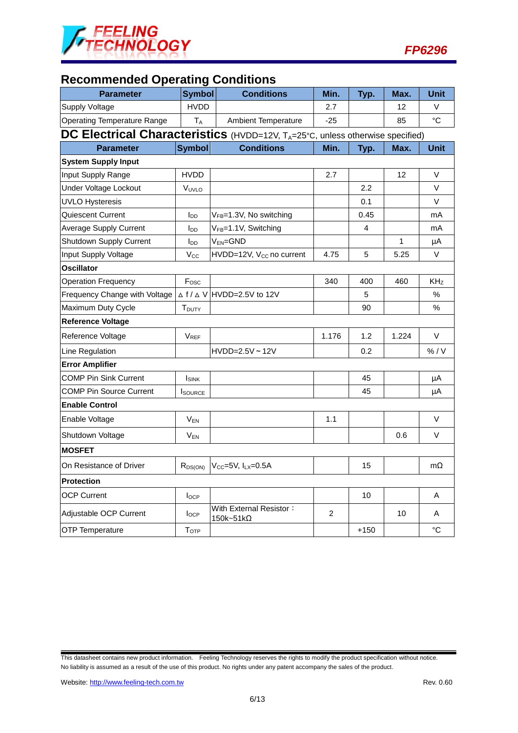## Recommended Operating Conditions

| Parameter | Symbol | Conditions | Min. | Typ. | Max. | Unit |
|---|---|---|---|---|---|---|
| Supply Voltage | HVDD | | 2.7 | | 12 | V |
| Operating Temperature Range | $T_A$ | Ambient Temperature | -25 | | 85 | °C |

## DC Electrical Characteristics (HVDD=12V, $T_A$=25°C, unless otherwise specified)

| Parameter | Symbol | Conditions | Min. | Typ. | Max. | Unit |
|---|---|---|---|---|---|---|
| **System Supply Input** | | | | | | |
| Input Supply Range | HVDD | | 2.7 | | 12 | V |
| Under Voltage Lockout | $V_{UVLO}$ | | | 2.2 | | V |
| UVLO Hysteresis | | | | 0.1 | | V |
| Quiescent Current | $I_{DD}$ | $V_{FB}$=1.3V, No switching | | 0.45 | | mA |
| Average Supply Current | $I_{DD}$ | $V_{FB}$=1.1V, Switching | | 4 | | mA |
| Shutdown Supply Current | $I_{DD}$ | $V_{EN}$=GND | | | 1 | μA |
| Input Supply Voltage | $V_{CC}$ | HVDD=12V, $V_{CC}$ no current | 4.75 | 5 | 5.25 | V |
| **Oscillator** | | | | | | |
| Operation Frequency | $F_{OSC}$ | | 340 | 400 | 460 | KHz |
| Frequency Change with Voltage | $\Delta f / \Delta V$ | HVDD=2.5V to 12V | | 5 | | % |
| Maximum Duty Cycle | $T_{DUTY}$ | | | 90 | | % |
| **Reference Voltage** | | | | | | |
| Reference Voltage | $V_{REF}$ | | 1.176 | 1.2 | 1.224 | V |
| Line Regulation | | HVDD=2.5V ~ 12V | | 0.2 | | % / V |
| **Error Amplifier** | | | | | | |
| COMP Pin Sink Current | $I_{SINK}$ | | | 45 | | μA |
| COMP Pin Source Current | $I_{SOURCE}$ | | | 45 | | μA |
| **Enable Control** | | | | | | |
| Enable Voltage | $V_{EN}$ | | 1.1 | | | V |
| Shutdown Voltage | $V_{EN}$ | | | | 0.6 | V |
| **MOSFET** | | | | | | |
| On Resistance of Driver | $R_{DS(ON)}$ | $V_{CC}$=5V, $I_{LX}$=0.5A | | 15 | | mΩ |
| **Protection** | | | | | | |
| OCP Current | $I_{OCP}$ | | | 10 | | A |
| Adjustable OCP Current | $I_{OCP}$ | With External Resistor：150k~51kΩ | 2 | | 10 | A |
| OTP Temperature | $T_{OTP}$ | | | +150 | | °C |

This datasheet contains new product information. Feeling Technology reserves the rights to modify the product specification without notice. No liability is assumed as a result of the use of this product. No rights under any patent accompany the sales of the product.

Website: http://www.feeling-tech.com.tw Rev. 0.60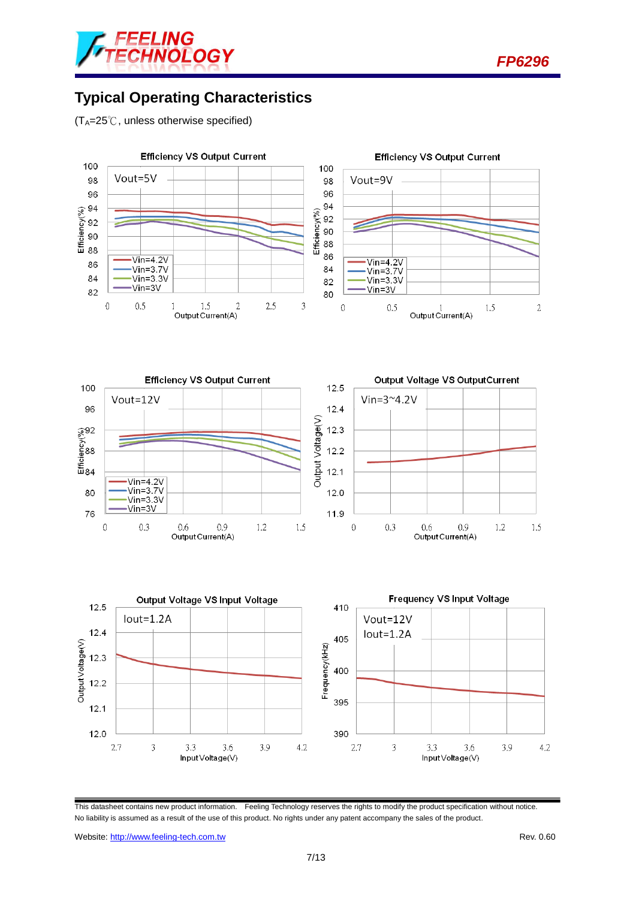## Typical Operating Characteristics

($T_A$=25℃, unless otherwise specified)

Efficiency VS Output Current

Vout=5V

Efficiency VS Output Current

Vout=9V

Efficiency VS Output Current

Vout=12V

Output Voltage VS OutputCurrent

Vin=3~4.2V

Output Voltage VS Input Voltage

Iout=1.2A

Frequency VS Input Voltage

Vout=12V
Iout=1.2A

This datasheet contains new product information. Feeling Technology reserves the rights to modify the product specification without notice. No liability is assumed as a result of the use of this product. No rights under any patent accompany the sales of the product.

Website: http://www.feeling-tech.com.tw Rev. 0.60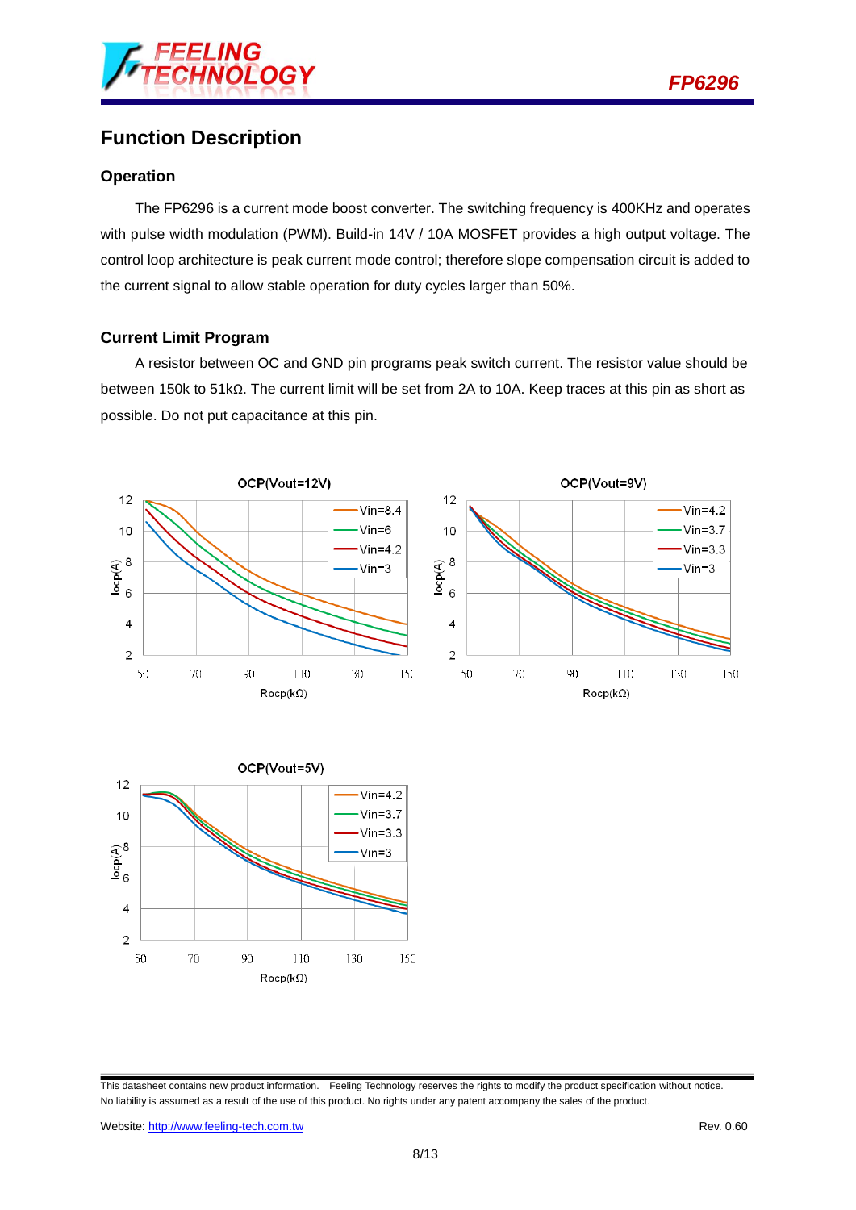## Function Description

### Operation

The FP6296 is a current mode boost converter. The switching frequency is 400KHz and operates with pulse width modulation (PWM). Build-in 14V / 10A MOSFET provides a high output voltage. The control loop architecture is peak current mode control; therefore slope compensation circuit is added to the current signal to allow stable operation for duty cycles larger than 50%.

### Current Limit Program

A resistor between OC and GND pin programs peak switch current. The resistor value should be between 150k to 51kΩ. The current limit will be set from 2A to 10A. Keep traces at this pin as short as possible. Do not put capacitance at this pin.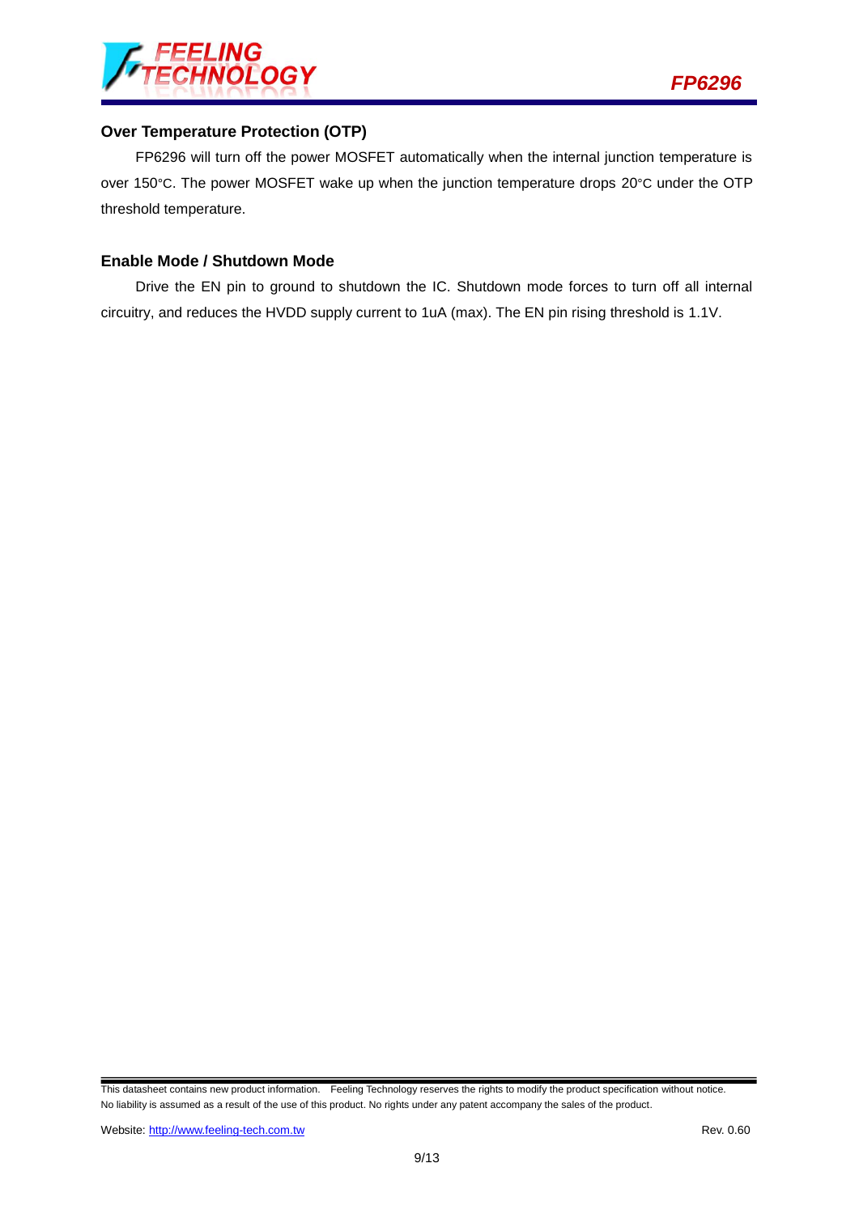### Over Temperature Protection (OTP)

FP6296 will turn off the power MOSFET automatically when the internal junction temperature is over 150°C. The power MOSFET wake up when the junction temperature drops 20°C under the OTP threshold temperature.

### Enable Mode / Shutdown Mode

Drive the EN pin to ground to shutdown the IC. Shutdown mode forces to turn off all internal circuitry, and reduces the HVDD supply current to 1uA (max). The EN pin rising threshold is 1.1V.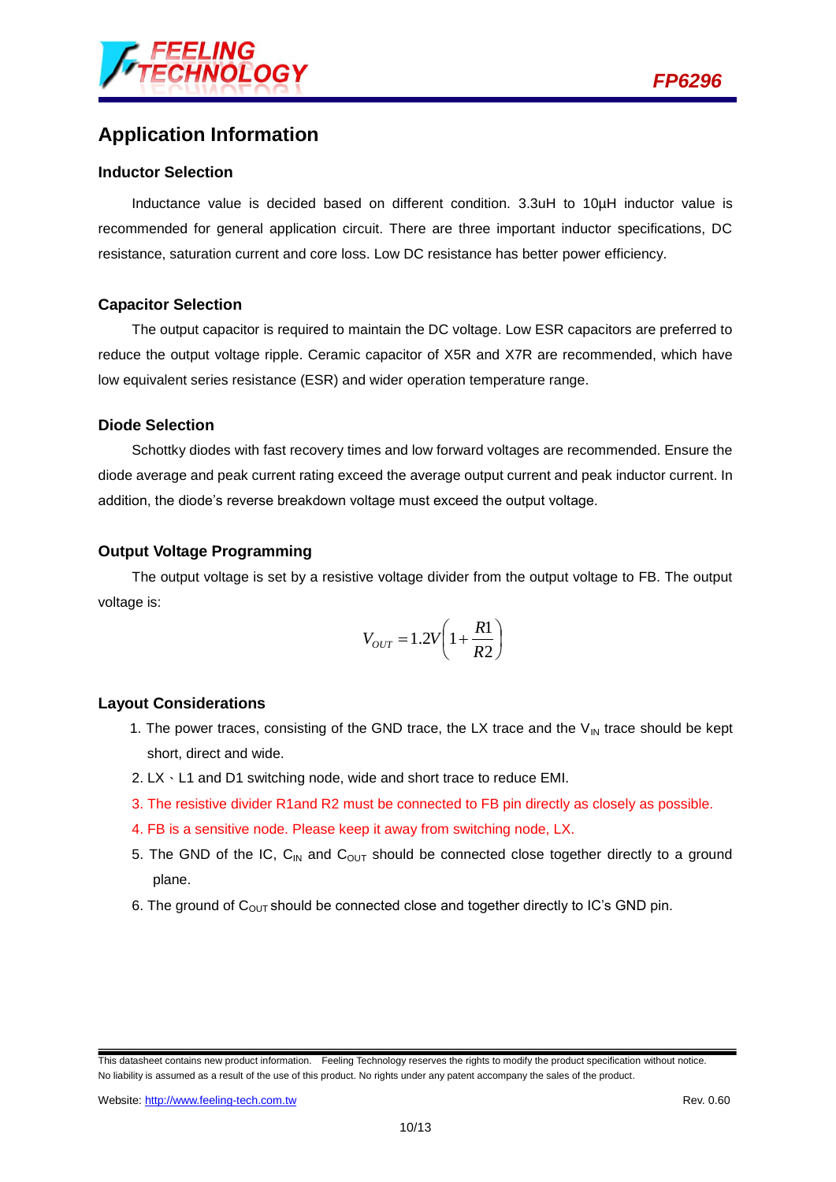## Application Information

### Inductor Selection

Inductance value is decided based on different condition. 3.3uH to 10μH inductor value is recommended for general application circuit. There are three important inductor specifications, DC resistance, saturation current and core loss. Low DC resistance has better power efficiency.

### Capacitor Selection

The output capacitor is required to maintain the DC voltage. Low ESR capacitors are preferred to reduce the output voltage ripple. Ceramic capacitor of X5R and X7R are recommended, which have low equivalent series resistance (ESR) and wider operation temperature range.

### Diode Selection

Schottky diodes with fast recovery times and low forward voltages are recommended. Ensure the diode average and peak current rating exceed the average output current and peak inductor current. In addition, the diode's reverse breakdown voltage must exceed the output voltage.

### Output Voltage Programming

The output voltage is set by a resistive voltage divider from the output voltage to FB. The output voltage is:

$$V_{OUT} = 1.2V\left(1 + \frac{R1}{R2}\right)$$

### Layout Considerations

1. The power traces, consisting of the GND trace, the LX trace and the $V_{IN}$ trace should be kept short, direct and wide.
2. LX、L1 and D1 switching node, wide and short trace to reduce EMI.
3. The resistive divider R1and R2 must be connected to FB pin directly as closely as possible.
4. FB is a sensitive node. Please keep it away from switching node, LX.
5. The GND of the IC, $C_{IN}$ and $C_{OUT}$ should be connected close together directly to a ground plane.
6. The ground of $C_{OUT}$ should be connected close and together directly to IC's GND pin.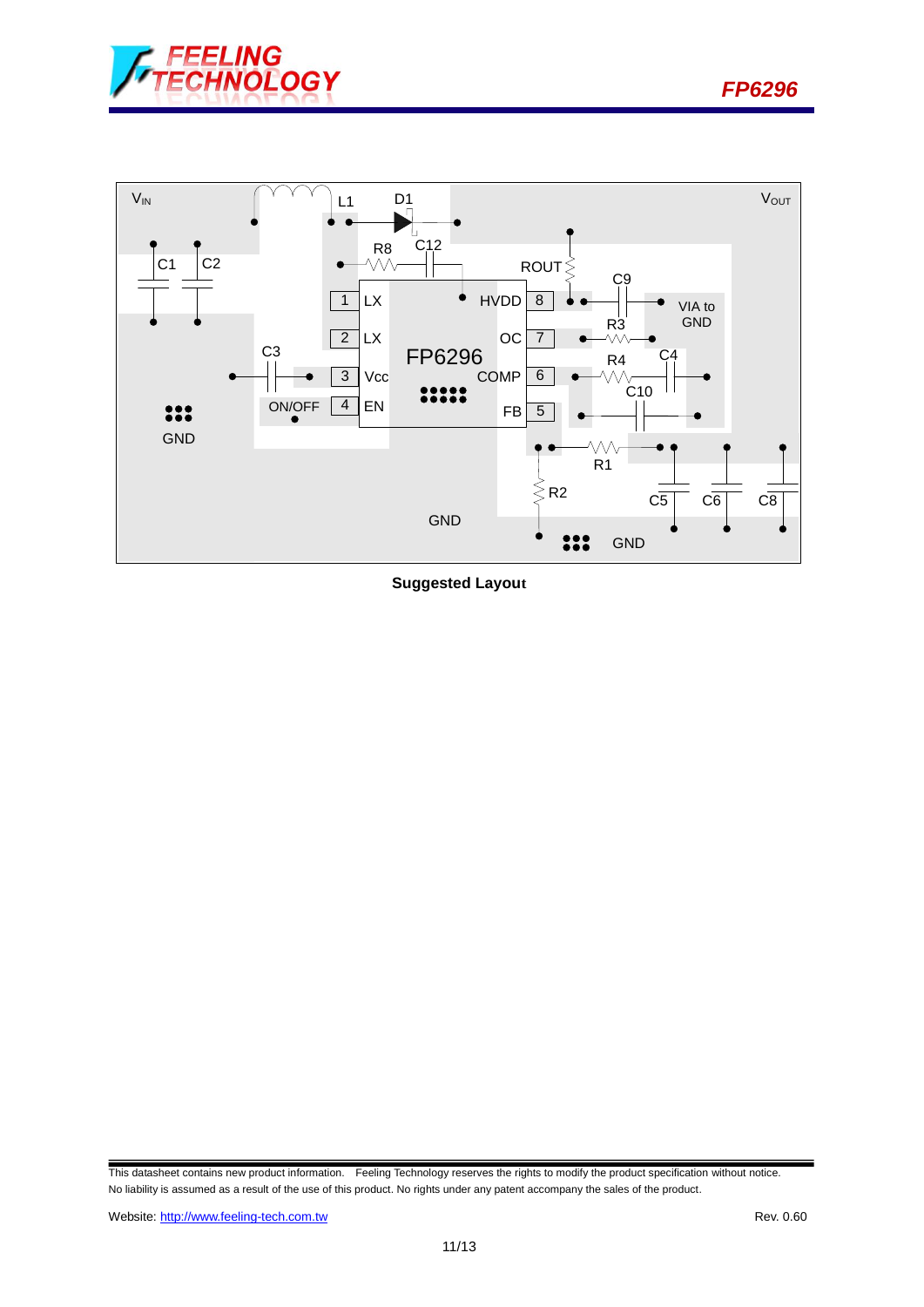**Suggested Layout**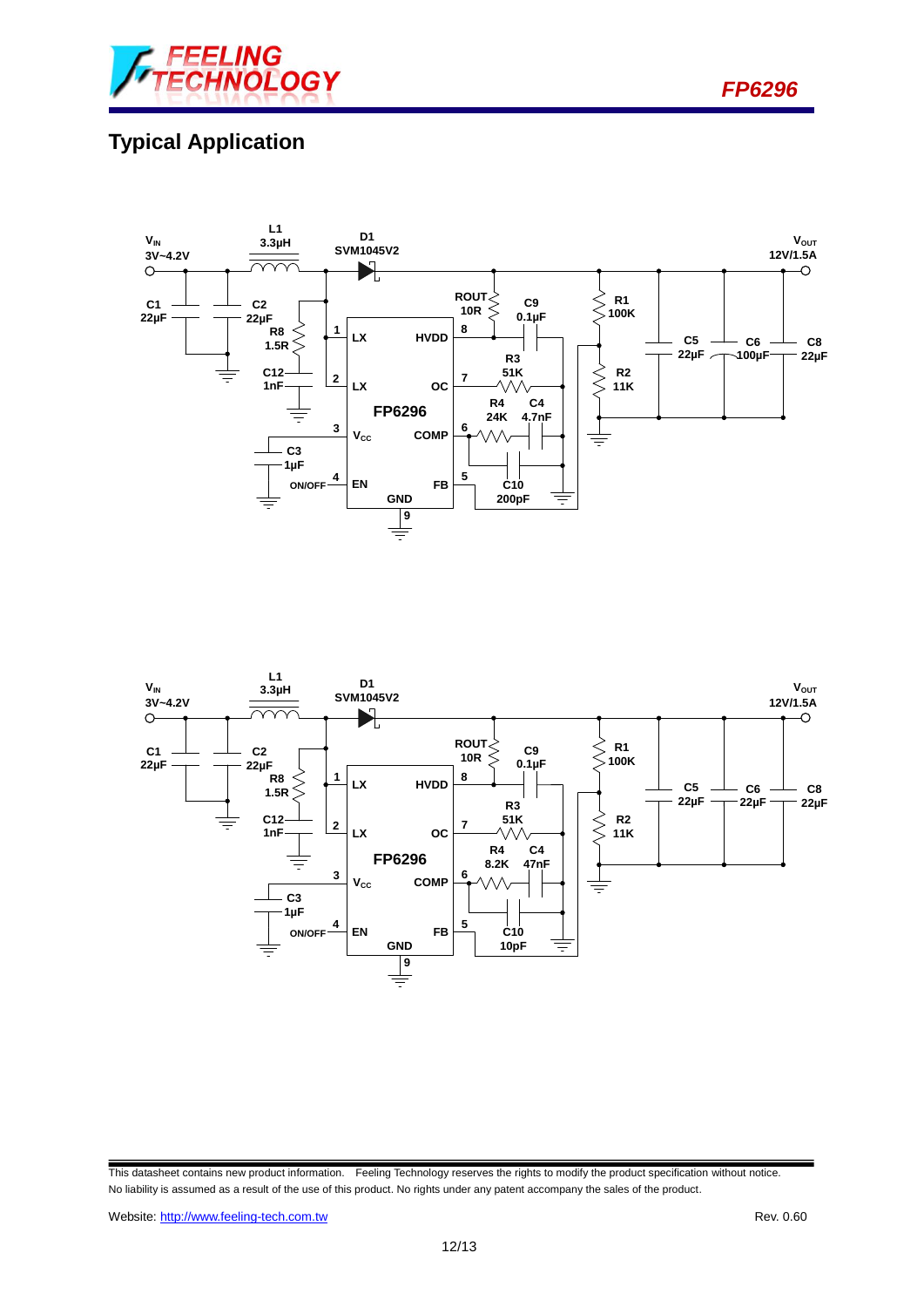## Typical Application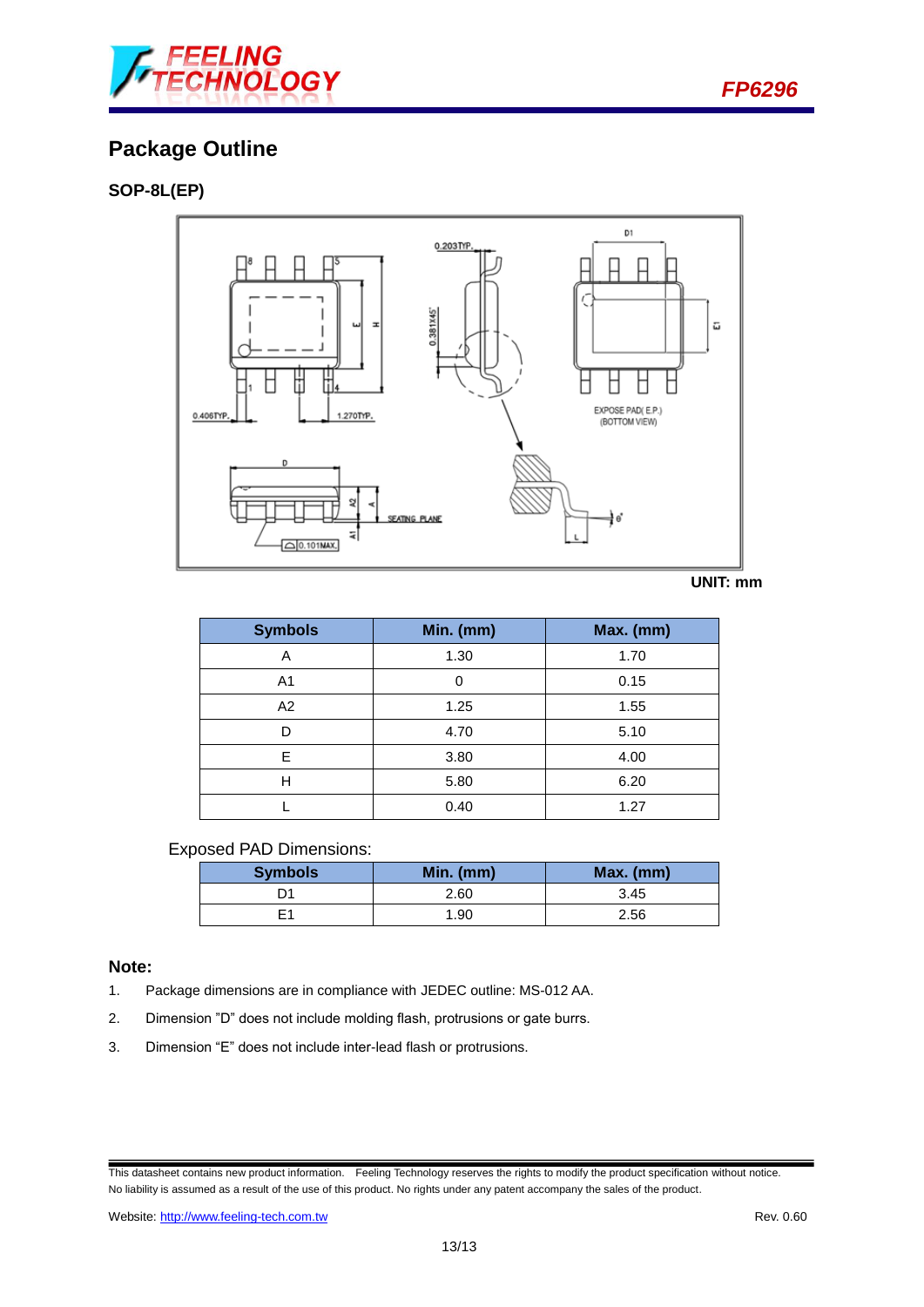## Package Outline

### SOP-8L(EP)

0.203TYP.
D1
0.381X45°
E
H
E1
0.406TYP.
1.270TYP.
EXPOSE PAD( E.P.)
(BOTTOM VIEW)
D
A2
A
SEATING PLANE
A1
0.101MAX.
θ°
L

**UNIT: mm**

| Symbols | Min. (mm) | Max. (mm) |
|---|---|---|
| A | 1.30 | 1.70 |
| A1 | 0 | 0.15 |
| A2 | 1.25 | 1.55 |
| D | 4.70 | 5.10 |
| E | 3.80 | 4.00 |
| H | 5.80 | 6.20 |
| L | 0.40 | 1.27 |

Exposed PAD Dimensions:

| Symbols | Min. (mm) | Max. (mm) |
|---|---|---|
| D1 | 2.60 | 3.45 |
| E1 | 1.90 | 2.56 |

**Note:**

1. Package dimensions are in compliance with JEDEC outline: MS-012 AA.
2. Dimension "D" does not include molding flash, protrusions or gate burrs.
3. Dimension "E" does not include inter-lead flash or protrusions.

This datasheet contains new product information. Feeling Technology reserves the rights to modify the product specification without notice. No liability is assumed as a result of the use of this product. No rights under any patent accompany the sales of the product.

Website: http://www.feeling-tech.com.tw

Rev. 0.60